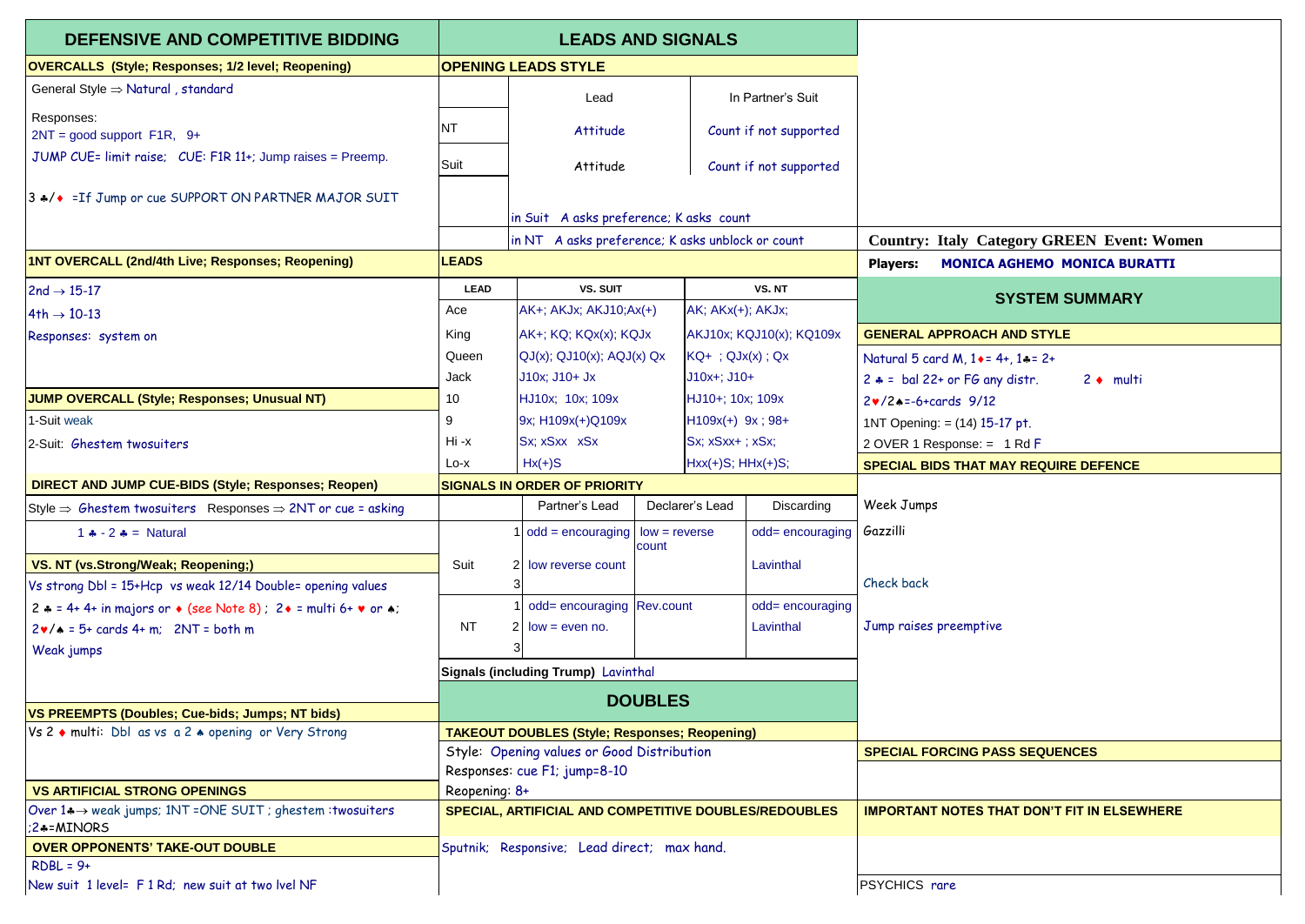# DEFENSIVE AND COMPETITIVE BIDDING

## OVERCALLS (Style; Responses; 1/2 level; Reopening)

General Style ⇒ Natural , standard

Responses:
2NT = good support F1R, 9+

JUMP CUE= limit raise; CUE: F1R 11+; Jump raises = Preemp.

3 ♣/♦ =If Jump or cue SUPPORT ON PARTNER MAJOR SUIT

## 1NT OVERCALL (2nd/4th Live; Responses; Reopening)

2nd → 15-17
4th → 10-13
Responses: system on

## JUMP OVERCALL (Style; Responses; Unusual NT)

1-Suit weak
2-Suit: Ghestem twosuiters

## DIRECT AND JUMP CUE-BIDS (Style; Responses; Reopen)

Style ⇒ Ghestem twosuiters Responses ⇒ 2NT or cue = asking

1 ♣ - 2 ♣ = Natural

## VS. NT (vs.Strong/Weak; Reopening;)

Vs strong Dbl = 15+Hcp vs weak 12/14 Double= opening values

2 ♣ = 4+ 4+ in majors or ♦ (see Note 8) ; 2♦ = multi 6+ ♥ or ♠;

2♥/♠ = 5+ cards 4+ m; 2NT = both m

Weak jumps

## VS PREEMPTS (Doubles; Cue-bids; Jumps; NT bids)

Vs 2 ♦ multi: Dbl as vs a 2 ♠ opening or Very Strong

## VS ARTIFICIAL STRONG OPENINGS

Over 1♣→ weak jumps; 1NT =ONE SUIT ; ghestem :twosuiters ;2♣=MINORS

## OVER OPPONENTS' TAKE-OUT DOUBLE

RDBL = 9+
New suit 1 level= F 1 Rd; new suit at two lvel NF

# LEADS AND SIGNALS

## OPENING LEADS STYLE

| | Lead | In Partner's Suit |
|---|---|---|
| NT | Attitude | Count if not supported |
| Suit | Attitude | Count if not supported |
| | in Suit A asks preference; K asks count | |
| | in NT A asks preference; K asks unblock or count | |

## LEADS

| LEAD | VS. SUIT | VS. NT |
|---|---|---|
| Ace | AK+; AKJx; AKJ10;Ax(+) | AK; AKx(+); AKJx; |
| King | AK+; KQ; KQx(x); KQJx | AKJ10x; KQJ10(x); KQ109x |
| Queen | QJ(x); QJ10(x); AQJ(x) Qx | KQ+ ; QJx(x) ; Qx |
| Jack | J10x; J10+ Jx | J10x+; J10+ |
| 10 | HJ10x; 10x; 109x | HJ10+; 10x; 109x |
| 9 | 9x; H109x(+)Q109x | H109x(+) 9x ; 98+ |
| Hi -x | Sx; xSxx xSx | Sx; xSxx+ ; xSx; |
| Lo-x | Hx(+)S | Hxx(+)S; HHx(+)S; |

## SIGNALS IN ORDER OF PRIORITY

| | | Partner's Lead | Declarer's Lead | Discarding |
|---|---|---|---|---|
| Suit | 1 | odd = encouraging | low = reverse count | odd= encouraging |
| | 2 | low reverse count | | Lavinthal |
| | 3 | | | |
| NT | 1 | odd= encouraging | Rev.count | odd= encouraging |
| | 2 | low = even no. | | Lavinthal |
| | 3 | | | |

Signals (including Trump) Lavinthal

# DOUBLES

## TAKEOUT DOUBLES (Style; Responses; Reopening)

Style: Opening values or Good Distribution
Responses: cue F1; jump=8-10
Reopening: 8+

## SPECIAL, ARTIFICIAL AND COMPETITIVE DOUBLES/REDOUBLES

Sputnik; Responsive; Lead direct; max hand.

---

**Country: Italy Category GREEN Event: Women**

**Players: MONICA AGHEMO MONICA BURATTI**

# SYSTEM SUMMARY

## GENERAL APPROACH AND STYLE

Natural 5 card M, 1♦= 4+, 1♣= 2+
2 ♣ = bal 22+ or FG any distr. 2 ♦ multi
2♥/2♠=-6+cards 9/12
1NT Opening: = (14) 15-17 pt.
2 OVER 1 Response: = 1 Rd F

## SPECIAL BIDS THAT MAY REQUIRE DEFENCE

Week Jumps
Gazzilli
Check back
Jump raises preemptive

## SPECIAL FORCING PASS SEQUENCES

## IMPORTANT NOTES THAT DON'T FIT IN ELSEWHERE

PSYCHICS rare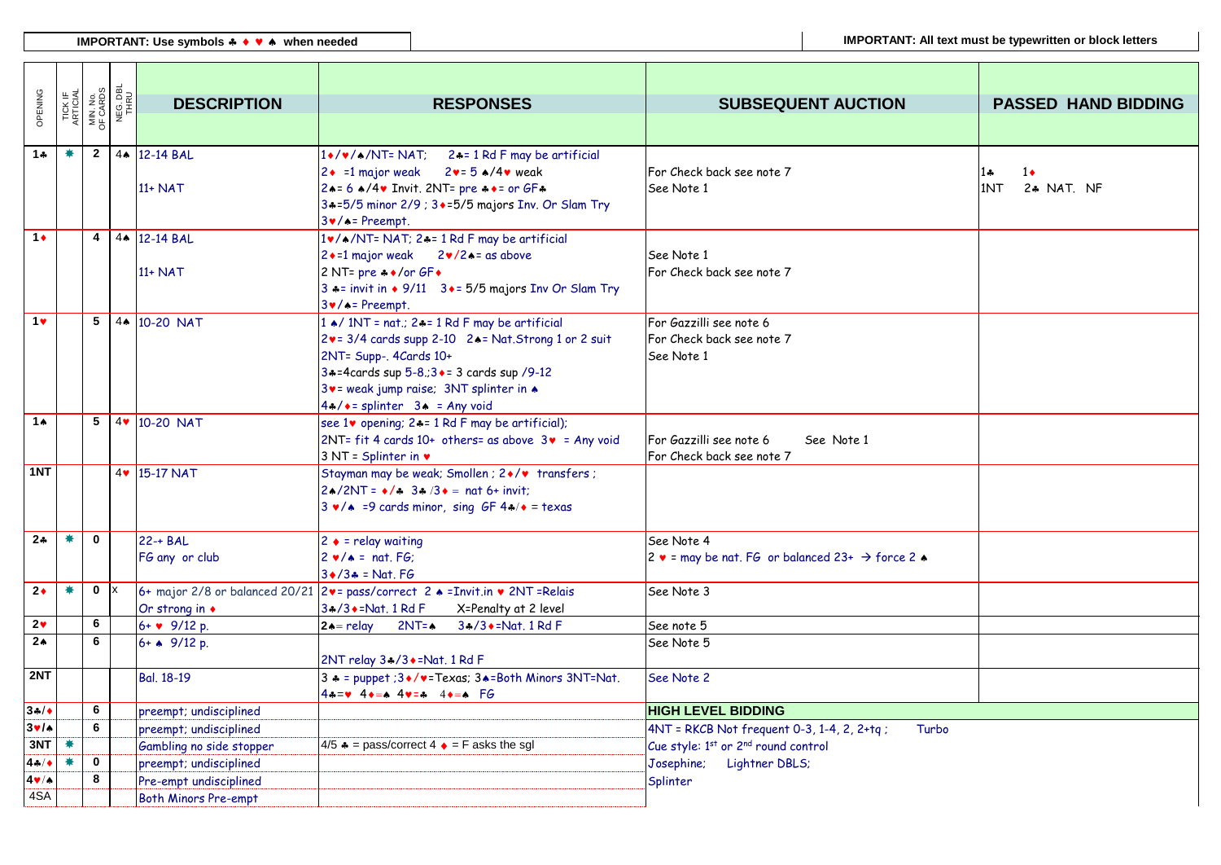**IMPORTANT: Use symbols ♣ ♦ ♥ ♠ when needed** | **IMPORTANT: All text must be typewritten or block letters**

| OPENING | TICK IF ARTIFICIAL | MIN. No. OF CARDS | NEG. DBL THRU | DESCRIPTION | RESPONSES | SUBSEQUENT AUCTION | PASSED HAND BIDDING |
|---|---|---|---|---|---|---|---|
| 1♣ | ✱ | 2 | 4♠ | 12-14 BAL<br>11+ NAT | 1♦/♥/♠/NT= NAT; 2♣= 1 Rd F may be artificial<br>2♦ =1 major weak 2♥= 5 ♠/4♥ weak<br>2♠= 6 ♠/4♥ Invit. 2NT= pre ♣♦= or GF♣<br>3♣=5/5 minor 2/9 ; 3♦=5/5 majors Inv. Or Slam Try<br>3♥/♠= Preempt. | For Check back see note 7<br>See Note 1 | 1♣ 1♦<br>1NT 2♣ NAT. NF |
| 1♦ | | 4 | 4♠ | 12-14 BAL<br>11+ NAT | 1♥/♠/NT= NAT; 2♣= 1 Rd F may be artificial<br>2♦=1 major weak 2♥/2♠= as above<br>2 NT= pre ♣♦/or GF♦<br>3 ♣= invit in ♦ 9/11 3♦= 5/5 majors Inv Or Slam Try<br>3♥/♠= Preempt. | See Note 1<br>For Check back see note 7 | |
| 1♥ | | 5 | 4♠ | 10-20 NAT | 1 ♠/ 1NT = nat.; 2♣= 1 Rd F may be artificial<br>2♥= 3/4 cards supp 2-10 2♠= Nat.Strong 1 or 2 suit<br>2NT= Supp-. 4Cards 10+<br>3♣=4cards sup 5-8.;3♦= 3 cards sup /9-12<br>3♥= weak jump raise; 3NT splinter in ♠<br>4♣/♦= splinter 3♠ = Any void | For Gazzilli see note 6<br>For Check back see note 7<br>See Note 1 | |
| 1♠ | | 5 | 4♥ | 10-20 NAT | see 1♥ opening; 2♣= 1 Rd F may be artificial);<br>2NT= fit 4 cards 10+ others= as above 3♥ = Any void<br>3 NT = Splinter in ♥ | For Gazzilli see note 6 See Note 1<br>For Check back see note 7 | |
| 1NT | | | 4♥ | 15-17 NAT | Stayman may be weak; Smollen ; 2♦/♥ transfers ;<br>2♠/2NT = ♦/♣ 3♣ /3♦ = nat 6+ invit;<br>3 ♥/♠ =9 cards minor, sing GF 4♣/♦ = texas | | |
| 2♣ | ✱ | 0 | | 22-+ BAL<br>FG any or club | 2 ♦ = relay waiting<br>2 ♥/♠ = nat. FG;<br>3♦/3♣ = Nat. FG | See Note 4<br>2 ♥ = may be nat. FG or balanced 23+ → force 2 ♠ | |
| 2♦ | ✱ | 0 | X | 6+ major 2/8 or balanced 20/21<br>Or strong in ♦ | 2♥= pass/correct 2 ♠ =Invit.in ♥ 2NT =Relais<br>3♣/3♦=Nat. 1 Rd F X=Penalty at 2 level | See Note 3 | |
| 2♥ | | 6 | | 6+ ♥ 9/12 p. | 2♠= relay 2NT=♠ 3♣/3♦=Nat. 1 Rd F | See note 5 | |
| 2♠ | | 6 | | 6+ ♠ 9/12 p. | 2NT relay 3♣/3♦=Nat. 1 Rd F | See Note 5 | |
| 2NT | | | | Bal. 18-19 | 3 ♣ = puppet ;3♦/♥=Texas; 3♠=Both Minors 3NT=Nat.<br>4♣=♥ 4♦=♠ 4♥=♣ 4♦=♠ FG | See Note 2 | |
| 3♣/♦ | | 6 | | preempt; undisciplined | | **HIGH LEVEL BIDDING** | |
| 3♥/♠ | | 6 | | preempt; undisciplined | | 4NT = RKCB Not frequent 0-3, 1-4, 2, 2+tq ; Turbo | |
| 3NT | ✱ | | | Gambling no side stopper | 4/5 ♣ = pass/correct 4 ♦ = F asks the sgl | Cue style: 1st or 2nd round control | |
| 4♣/♦ | ✱ | 0 | | preempt; undisciplined | | Josephine; Lightner DBLS; | |
| 4♥/♠ | | 8 | | Pre-empt undisciplined | | Splinter | |
| 4SA | | | | Both Minors Pre-empt | | | |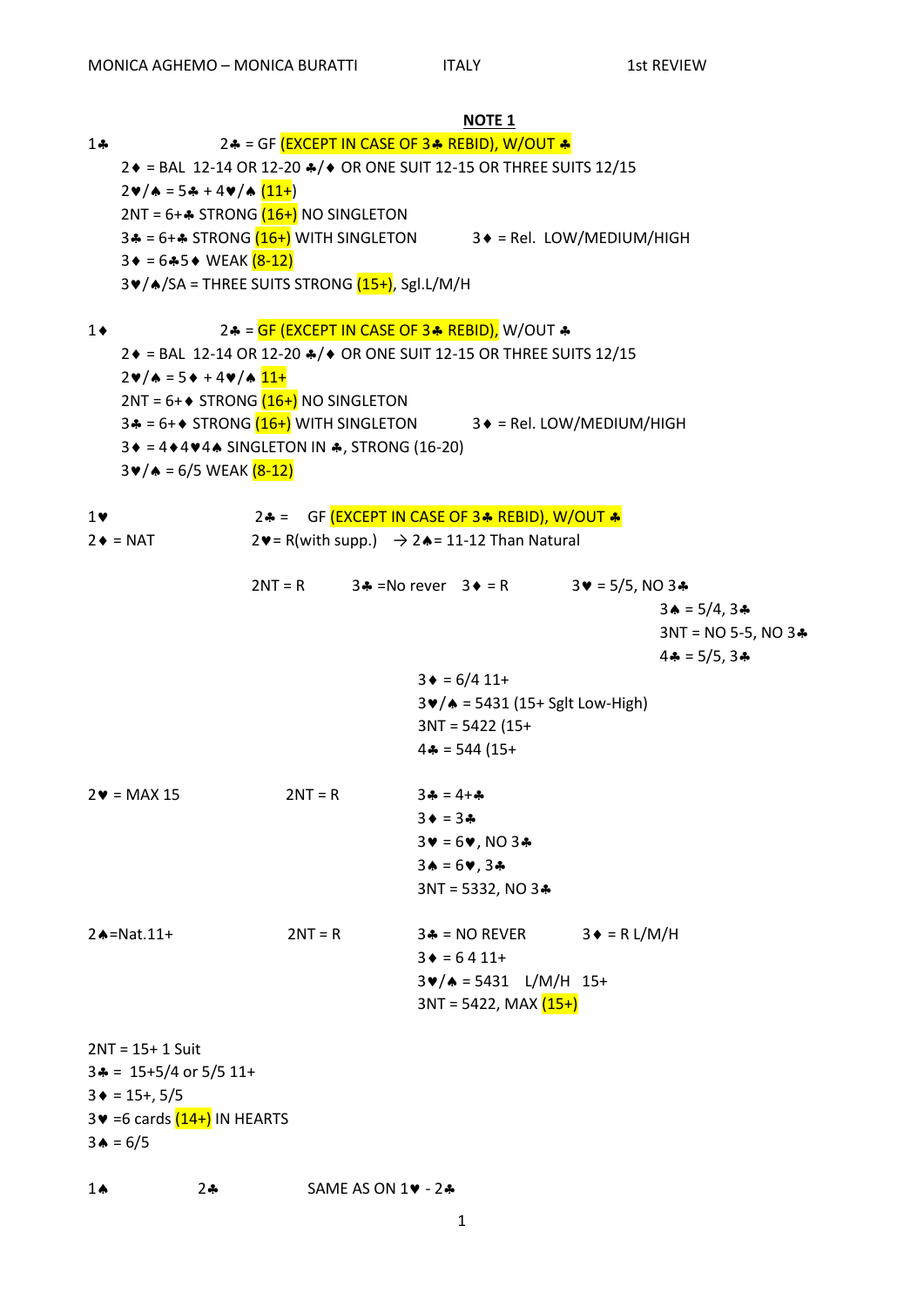MONICA AGHEMO – MONICA BURATTI ITALY 1st REVIEW

**NOTE 1**

1♣ 2♣ = GF (EXCEPT IN CASE OF 3♣ REBID), W/OUT ♣

- 2♦ = BAL 12-14 OR 12-20 ♣/♦ OR ONE SUIT 12-15 OR THREE SUITS 12/15
- 2♥/♠ = 5♣ + 4♥/♠ (11+)
- 2NT = 6+♣ STRONG (16+) NO SINGLETON
- 3♣ = 6+♣ STRONG (16+) WITH SINGLETON 3♦ = Rel. LOW/MEDIUM/HIGH
- 3♦ = 6♣5♦ WEAK (8-12)
- 3♥/♠/SA = THREE SUITS STRONG (15+), Sgl.L/M/H

1♦ 2♣ = GF (EXCEPT IN CASE OF 3♣ REBID), W/OUT ♣

- 2♦ = BAL 12-14 OR 12-20 ♣/♦ OR ONE SUIT 12-15 OR THREE SUITS 12/15
- 2♥/♠ = 5♦ + 4♥/♠ 11+
- 2NT = 6+♦ STRONG (16+) NO SINGLETON
- 3♣ = 6+♦ STRONG (16+) WITH SINGLETON 3♦ = Rel. LOW/MEDIUM/HIGH
- 3♦ = 4♦4♥4♠ SINGLETON IN ♣, STRONG (16-20)
- 3♥/♠ = 6/5 WEAK (8-12)

1♥ 2♣ = GF (EXCEPT IN CASE OF 3♣ REBID), W/OUT ♣

2♦ = NAT — 2♥= R(with supp.) → 2♠= 11-12 Than Natural

- 2NT = R
  - 3♣ =No rever — 3♦ = R
    - 3♥ = 5/5, NO 3♣
    - 3♠ = 5/4, 3♣
    - 3NT = NO 5-5, NO 3♣
    - 4♣ = 5/5, 3♣
  - 3♦ = 6/4 11+
  - 3♥/♠ = 5431 (15+ Sglt Low-High)
  - 3NT = 5422 (15+
  - 4♣ = 544 (15+

2♥ = MAX 15 — 2NT = R

- 3♣ = 4+♣
- 3♦ = 3♣
- 3♥ = 6♥, NO 3♣
- 3♠ = 6♥, 3♣
- 3NT = 5332, NO 3♣

2♠=Nat.11+ — 2NT = R

- 3♣ = NO REVER — 3♦ = R L/M/H
- 3♦ = 6 4 11+
- 3♥/♠ = 5431 L/M/H 15+
- 3NT = 5422, MAX (15+)

2NT = 15+ 1 Suit
3♣ = 15+5/4 or 5/5 11+
3♦ = 15+, 5/5
3♥ =6 cards (14+) IN HEARTS
3♠ = 6/5

1♠ 2♣ SAME AS ON 1♥ - 2♣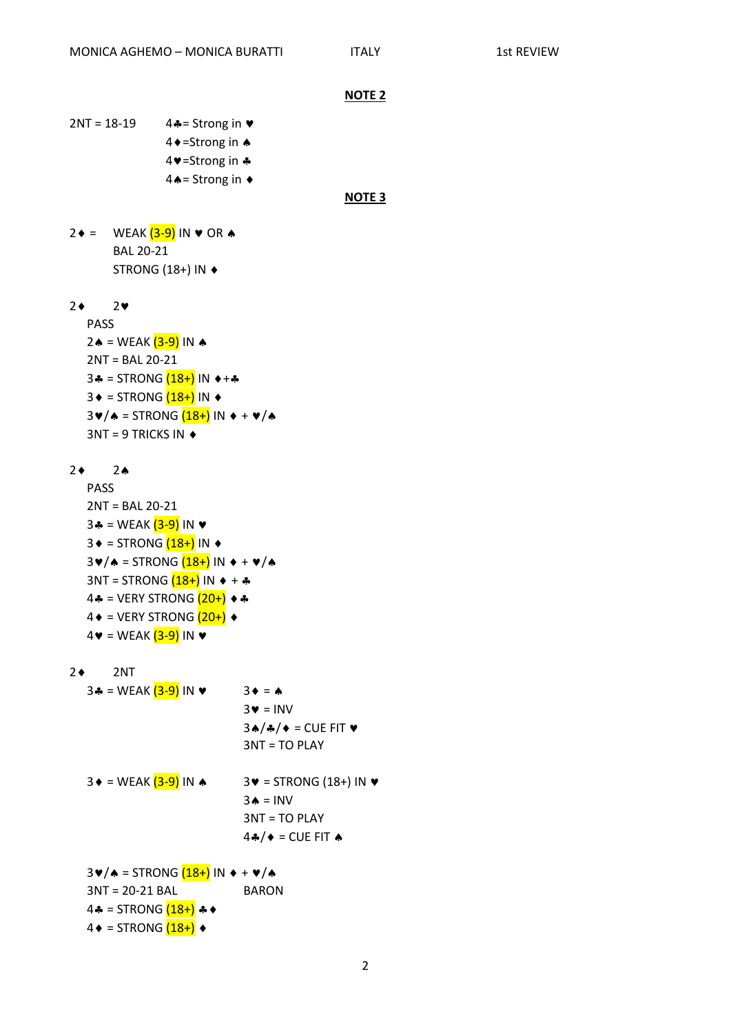MONICA AGHEMO – MONICA BURATTI ITALY 1st REVIEW

**NOTE 2**

2NT = 18-19

4♣= Strong in ♥
4♦=Strong in ♠
4♥=Strong in ♣
4♠= Strong in ♦

**NOTE 3**

2♦ = WEAK (3-9) IN ♥ OR ♠
BAL 20-21
STRONG (18+) IN ♦

2♦ 2♥
PASS
2♠ = WEAK (3-9) IN ♠
2NT = BAL 20-21
3♣ = STRONG (18+) IN ♦+♣
3♦ = STRONG (18+) IN ♦
3♥/♠ = STRONG (18+) IN ♦ + ♥/♠
3NT = 9 TRICKS IN ♦

2♦ 2♠
PASS
2NT = BAL 20-21
3♣ = WEAK (3-9) IN ♥
3♦ = STRONG (18+) IN ♦
3♥/♠ = STRONG (18+) IN ♦ + ♥/♠
3NT = STRONG (18+) IN ♦ + ♣
4♣ = VERY STRONG (20+) ♦♣
4♦ = VERY STRONG (20+) ♦
4♥ = WEAK (3-9) IN ♥

2♦ 2NT
3♣ = WEAK (3-9) IN ♥
- 3♦ = ♠
- 3♥ = INV
- 3♠/♣/♦ = CUE FIT ♥
- 3NT = TO PLAY

3♦ = WEAK (3-9) IN ♠
- 3♥ = STRONG (18+) IN ♥
- 3♠ = INV
- 3NT = TO PLAY
- 4♣/♦ = CUE FIT ♠

3♥/♠ = STRONG (18+) IN ♦ + ♥/♠
3NT = 20-21 BAL BARON
4♣ = STRONG (18+) ♣♦
4♦ = STRONG (18+) ♦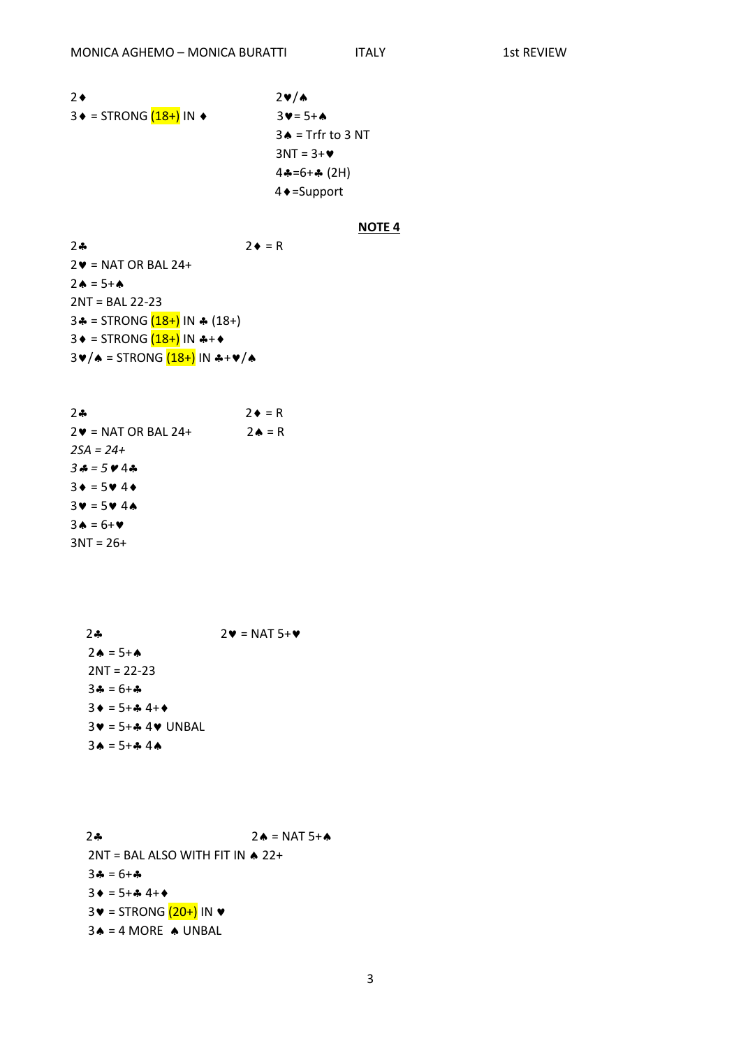MONICA AGHEMO – MONICA BURATTI ITALY 1st REVIEW

| | |
|---|---|
| 2♦ | 2♥/♠ |
| 3♦ = STRONG (18+) IN ♦ | 3♥= 5+♠ |
| | 3♠ = Trfr to 3 NT |
| | 3NT = 3+♥ |
| | 4♣=6+♣ (2H) |
| | 4♦=Support |

**NOTE 4**

| | |
|---|---|
| 2♣ | 2♦ = R |
| 2♥ = NAT OR BAL 24+ | |
| 2♠ = 5+♠ | |
| 2NT = BAL 22-23 | |
| 3♣ = STRONG (18+) IN ♣ (18+) | |
| 3♦ = STRONG (18+) IN ♣+♦ | |
| 3♥/♠ = STRONG (18+) IN ♣+♥/♠ | |

| | |
|---|---|
| 2♣ | 2♦ = R |
| 2♥ = NAT OR BAL 24+ | 2♠ = R |
| *2SA = 24+* | |
| *3♣ = 5♥ 4♣* | |
| *3♦ = 5♥ 4♦* | |
| *3♥ = 5♥ 4♠* | |
| *3♠ = 6+♥* | |
| 3NT = 26+ | |

| | |
|---|---|
| 2♣ | 2♥ = NAT 5+♥ |
| 2♠ = 5+♠ | |
| 2NT = 22-23 | |
| 3♣ = 6+♣ | |
| 3♦ = 5+♣ 4+♦ | |
| 3♥ = 5+♣ 4♥ UNBAL | |
| 3♠ = 5+♣ 4♠ | |

| | |
|---|---|
| 2♣ | 2♠ = NAT 5+♠ |
| 2NT = BAL ALSO WITH FIT IN ♠ 22+ | |
| 3♣ = 6+♣ | |
| 3♦ = 5+♣ 4+♦ | |
| 3♥ = STRONG (20+) IN ♥ | |
| 3♠ = 4 MORE ♠ UNBAL | |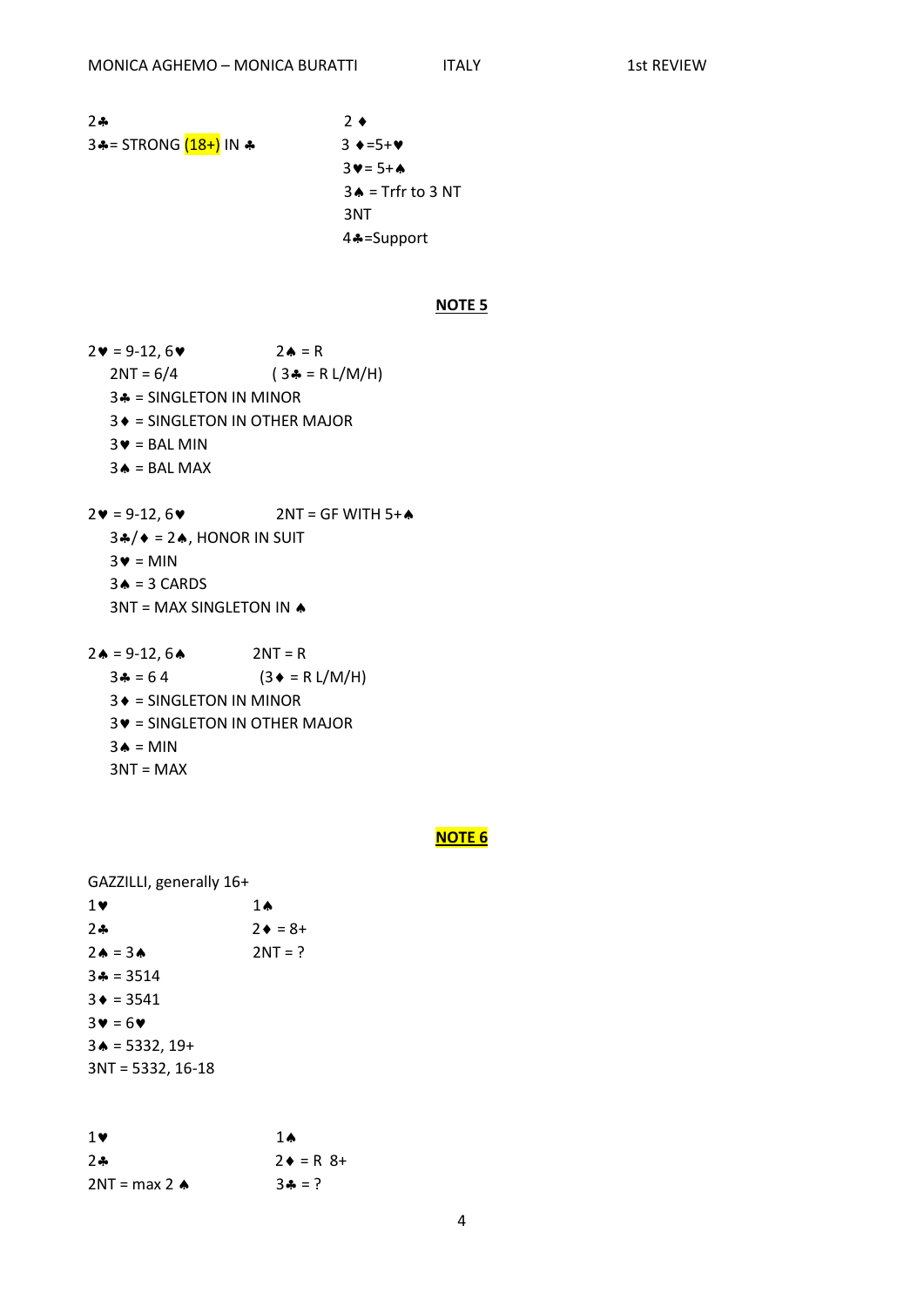| | |
|---|---|
| 2♣ | 2 ♦ |
| 3♣= STRONG (18+) IN ♣ | 3 ♦=5+♥ |
| | 3♥= 5+♠ |
| | 3♠ = Trfr to 3 NT |
| | 3NT |
| | 4♣=Support |

**NOTE 5**

2♥ = 9-12, 6♥ 2♠ = R

2NT = 6/4 ( 3♣ = R L/M/H)

3♣ = SINGLETON IN MINOR

3♦ = SINGLETON IN OTHER MAJOR

3♥ = BAL MIN

3♠ = BAL MAX

2♥ = 9-12, 6♥ 2NT = GF WITH 5+♠

3♣/♦ = 2♠, HONOR IN SUIT

3♥ = MIN

3♠ = 3 CARDS

3NT = MAX SINGLETON IN ♠

2♠ = 9-12, 6♠ 2NT = R

3♣ = 6 4 (3♦ = R L/M/H)

3♦ = SINGLETON IN MINOR

3♥ = SINGLETON IN OTHER MAJOR

3♠ = MIN

3NT = MAX

**NOTE 6**

GAZZILLI, generally 16+

| | |
|---|---|
| 1♥ | 1♠ |
| 2♣ | 2♦ = 8+ |
| 2♠ = 3♠ | 2NT = ? |
| 3♣ = 3514 | |
| 3♦ = 3541 | |
| 3♥ = 6♥ | |
| 3♠ = 5332, 19+ | |
| 3NT = 5332, 16-18 | |

| | |
|---|---|
| 1♥ | 1♠ |
| 2♣ | 2♦ = R 8+ |
| 2NT = max 2 ♠ | 3♣ = ? |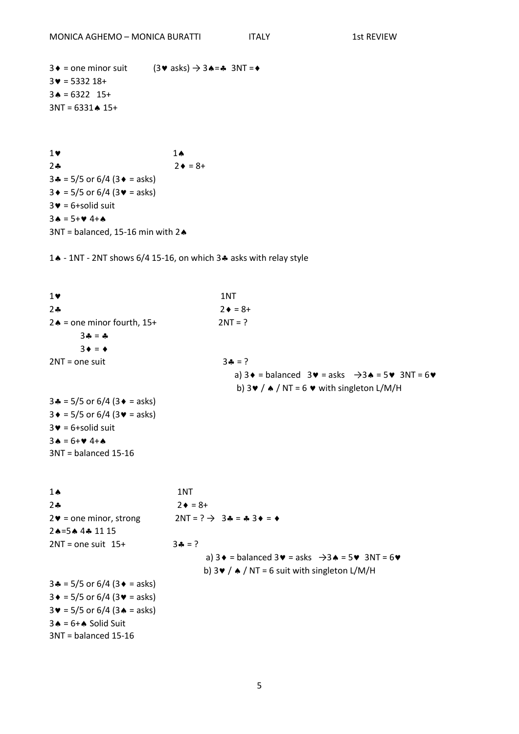3♦ = one minor suit    (3♥ asks) → 3♠=♣  3NT = ♦

3♥ = 5332 18+

3♠ = 6322  15+

3NT = 6331♠ 15+

| | |
|---|---|
| 1♥ | 1♠ |
| 2♣ | 2♦ = 8+ |

3♣ = 5/5 or 6/4 (3♦ = asks)

3♦ = 5/5 or 6/4 (3♥ = asks)

3♥ = 6+solid suit

3♠ = 5+♥ 4+♠

3NT = balanced, 15-16 min with 2♠

1♠ - 1NT - 2NT shows 6/4 15-16, on which 3♣ asks with relay style

| | |
|---|---|
| 1♥ | 1NT |
| 2♣ | 2♦ = 8+ |
| 2♠ = one minor fourth, 15+ | 2NT = ? |

  3♣ = ♣

  3♦ = ♦

2NT = one suit    3♣ = ?

  a) 3♦ = balanced  3♥ = asks  →3♠ = 5♥  3NT = 6♥

  b) 3♥ / ♠ / NT = 6 ♥ with singleton L/M/H

3♣ = 5/5 or 6/4 (3♦ = asks)

3♦ = 5/5 or 6/4 (3♥ = asks)

3♥ = 6+solid suit

3♠ = 6+♥ 4+♠

3NT = balanced 15-16

| | |
|---|---|
| 1♠ | 1NT |
| 2♣ | 2♦ = 8+ |
| 2♥ = one minor, strong | 2NT = ? →  3♣ = ♣ 3♦ = ♦ |
| 2♠=5♠ 4♣ 11 15 | |
| 2NT = one suit  15+ | 3♣ = ? |

  a) 3♦ = balanced 3♥ = asks  →3♠ = 5♥  3NT = 6♥

  b) 3♥ / ♠ / NT = 6 suit with singleton L/M/H

3♣ = 5/5 or 6/4 (3♦ = asks)

3♦ = 5/5 or 6/4 (3♥ = asks)

3♥ = 5/5 or 6/4 (3♠ = asks)

3♠ = 6+♠ Solid Suit

3NT = balanced 15-16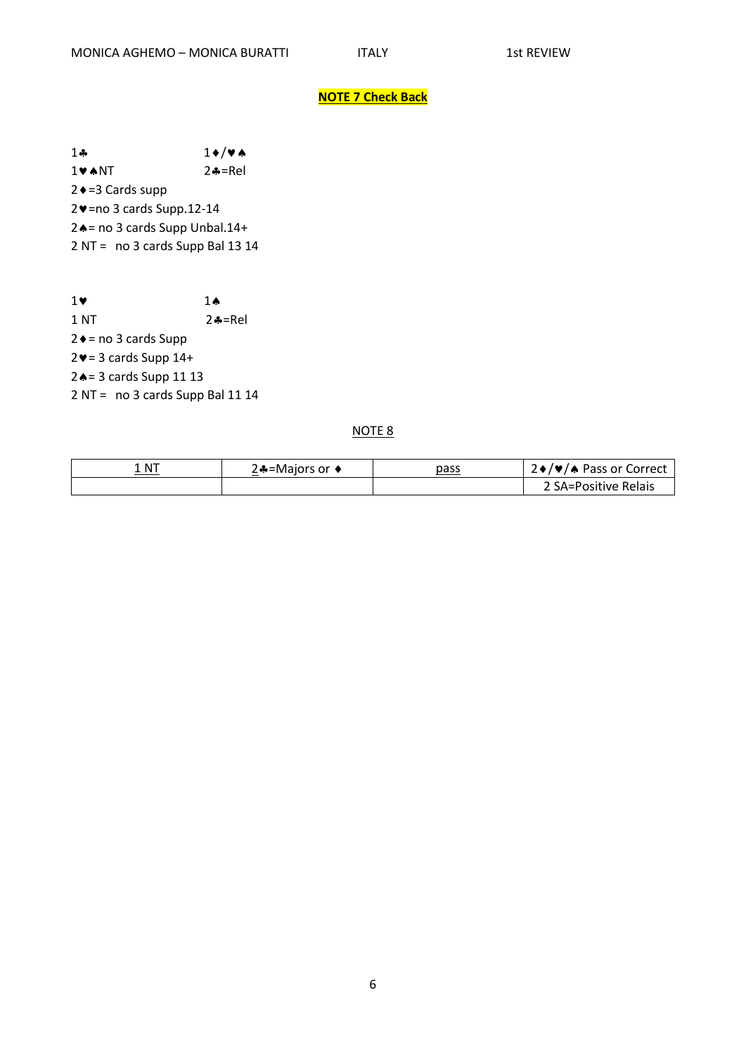**NOTE 7 Check Back**

1♣ 1♦/♥♠
1♥♠NT 2♣=Rel
2♦=3 Cards supp
2♥=no 3 cards Supp.12-14
2♠= no 3 cards Supp Unbal.14+
2 NT = no 3 cards Supp Bal 13 14

1♥ 1♠
1 NT 2♣=Rel
2♦= no 3 cards Supp
2♥= 3 cards Supp 14+
2♠= 3 cards Supp 11 13
2 NT = no 3 cards Supp Bal 11 14

NOTE 8

| | | | |
|---|---|---|---|
| 1 NT | 2♣=Majors or ♦ | pass | 2♦/♥/♠ Pass or Correct |
| | | | 2 SA=Positive Relais |